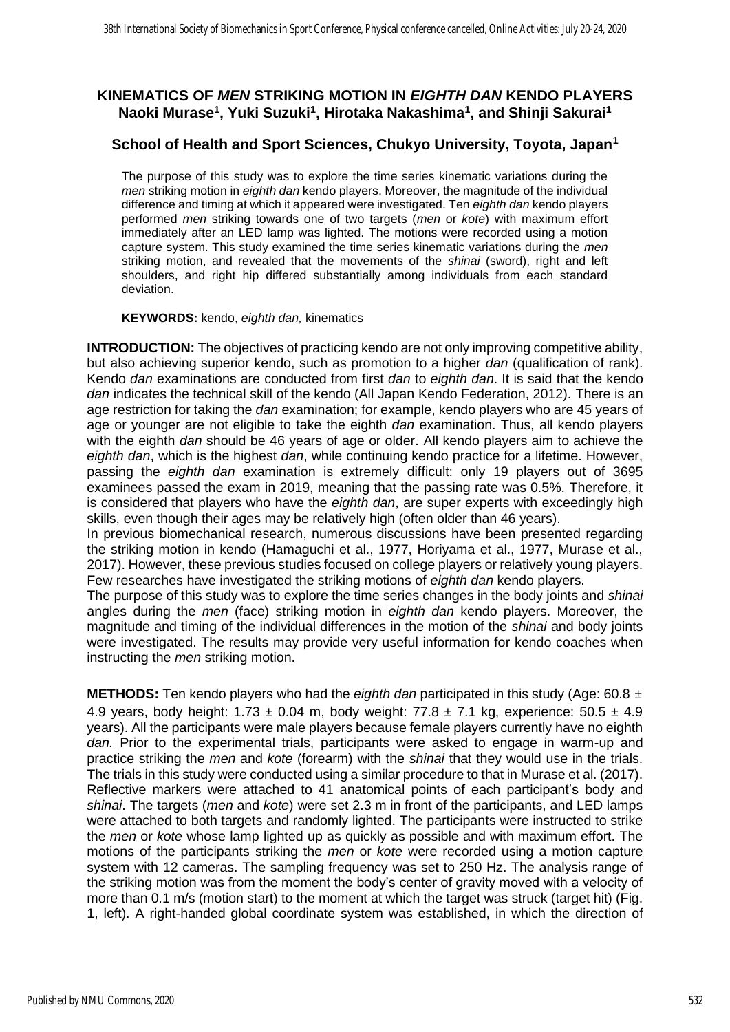# KINEMATICS OF *MEN* STRIKING MOTION IN *EIGHTH DAN* KENDO PLAYERS

**Naoki Murase[1], Yuki Suzuki[1], Hirotaka Nakashima[1], and Shinji Sakurai[1]**

**School of Health and Sport Sciences, Chukyo University, Toyota, Japan[1]**

The purpose of this study was to explore the time series kinematic variations during the *men* striking motion in *eighth dan* kendo players. Moreover, the magnitude of the individual difference and timing at which it appeared were investigated. Ten *eighth dan* kendo players performed *men* striking towards one of two targets (*men* or *kote*) with maximum effort immediately after an LED lamp was lighted. The motions were recorded using a motion capture system. This study examined the time series kinematic variations during the *men* striking motion, and revealed that the movements of the *shinai* (sword), right and left shoulders, and right hip differed substantially among individuals from each standard deviation.

**KEYWORDS:** kendo, *eighth dan,* kinematics

**INTRODUCTION:** The objectives of practicing kendo are not only improving competitive ability, but also achieving superior kendo, such as promotion to a higher *dan* (qualification of rank). Kendo *dan* examinations are conducted from first *dan* to *eighth dan*. It is said that the kendo *dan* indicates the technical skill of the kendo (All Japan Kendo Federation, 2012). There is an age restriction for taking the *dan* examination; for example, kendo players who are 45 years of age or younger are not eligible to take the eighth *dan* examination. Thus, all kendo players with the eighth *dan* should be 46 years of age or older. All kendo players aim to achieve the *eighth dan*, which is the highest *dan*, while continuing kendo practice for a lifetime. However, passing the *eighth dan* examination is extremely difficult: only 19 players out of 3695 examinees passed the exam in 2019, meaning that the passing rate was 0.5%. Therefore, it is considered that players who have the *eighth dan*, are super experts with exceedingly high skills, even though their ages may be relatively high (often older than 46 years).

In previous biomechanical research, numerous discussions have been presented regarding the striking motion in kendo (Hamaguchi et al., 1977, Horiyama et al., 1977, Murase et al., 2017). However, these previous studies focused on college players or relatively young players. Few researches have investigated the striking motions of *eighth dan* kendo players.

The purpose of this study was to explore the time series changes in the body joints and *shinai* angles during the *men* (face) striking motion in *eighth dan* kendo players. Moreover, the magnitude and timing of the individual differences in the motion of the *shinai* and body joints were investigated. The results may provide very useful information for kendo coaches when instructing the *men* striking motion.

**METHODS:** Ten kendo players who had the *eighth dan* participated in this study (Age: 60.8 ± 4.9 years, body height: 1.73 ± 0.04 m, body weight: 77.8 ± 7.1 kg, experience: 50.5 ± 4.9 years). All the participants were male players because female players currently have no eighth *dan.* Prior to the experimental trials, participants were asked to engage in warm-up and practice striking the *men* and *kote* (forearm) with the *shinai* that they would use in the trials. The trials in this study were conducted using a similar procedure to that in Murase et al. (2017). Reflective markers were attached to 41 anatomical points of each participant's body and *shinai*. The targets (*men* and *kote*) were set 2.3 m in front of the participants, and LED lamps were attached to both targets and randomly lighted. The participants were instructed to strike the *men* or *kote* whose lamp lighted up as quickly as possible and with maximum effort. The motions of the participants striking the *men* or *kote* were recorded using a motion capture system with 12 cameras. The sampling frequency was set to 250 Hz. The analysis range of the striking motion was from the moment the body's center of gravity moved with a velocity of more than 0.1 m/s (motion start) to the moment at which the target was struck (target hit) (Fig. 1, left). A right-handed global coordinate system was established, in which the direction of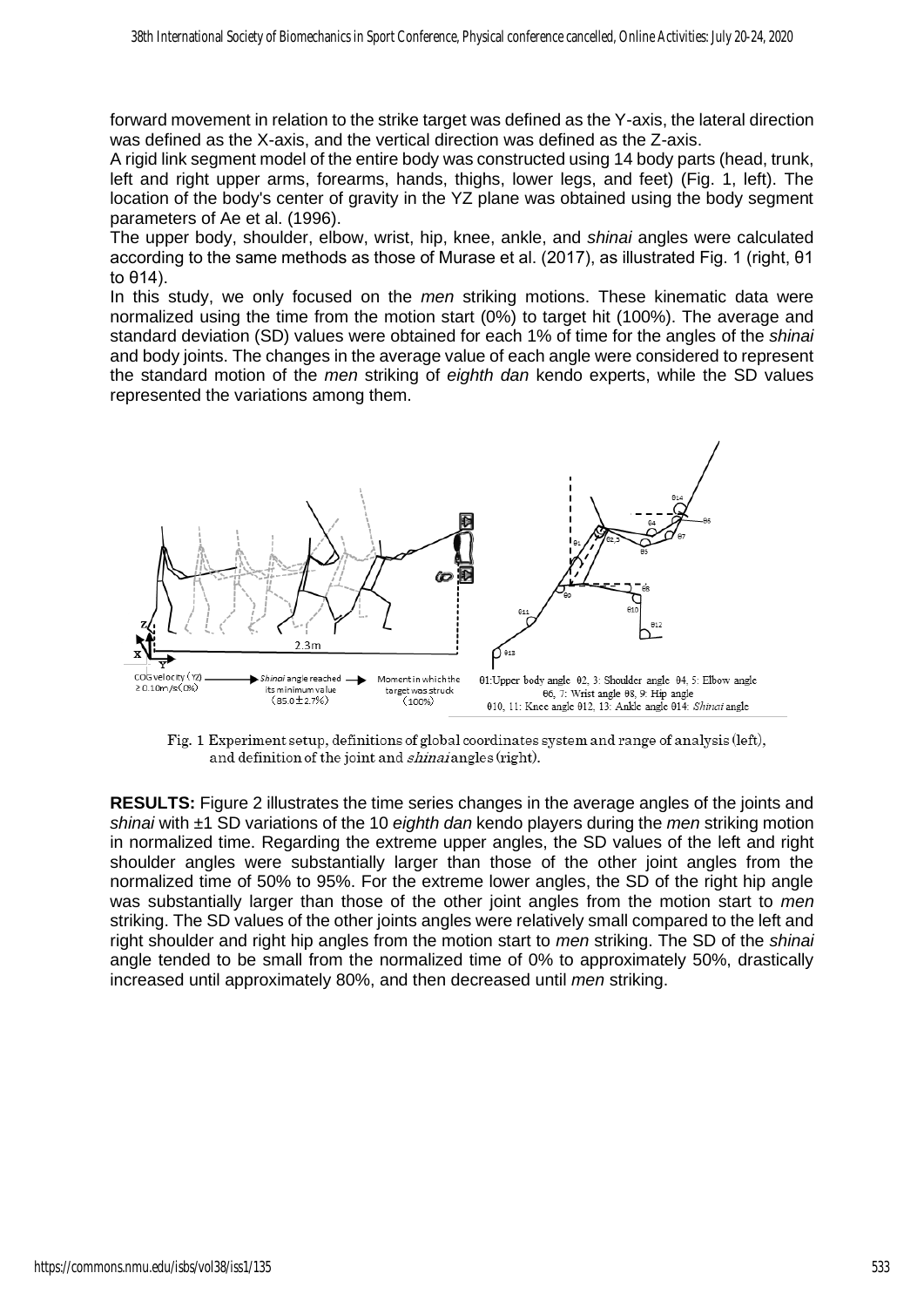forward movement in relation to the strike target was defined as the Y-axis, the lateral direction was defined as the X-axis, and the vertical direction was defined as the Z-axis.

A rigid link segment model of the entire body was constructed using 14 body parts (head, trunk, left and right upper arms, forearms, hands, thighs, lower legs, and feet) (Fig. 1, left). The location of the body's center of gravity in the YZ plane was obtained using the body segment parameters of Ae et al. (1996).

The upper body, shoulder, elbow, wrist, hip, knee, ankle, and *shinai* angles were calculated according to the same methods as those of Murase et al. (2017), as illustrated Fig. 1 (right, θ1 to θ14).

In this study, we only focused on the *men* striking motions. These kinematic data were normalized using the time from the motion start (0%) to target hit (100%). The average and standard deviation (SD) values were obtained for each 1% of time for the angles of the *shinai* and body joints. The changes in the average value of each angle were considered to represent the standard motion of the *men* striking of *eighth dan* kendo experts, while the SD values represented the variations among them.

Fig. 1 Experiment setup, definitions of global coordinates system and range of analysis (left), and definition of the joint and *shinai* angles (right).

**RESULTS:** Figure 2 illustrates the time series changes in the average angles of the joints and *shinai* with ±1 SD variations of the 10 *eighth dan* kendo players during the *men* striking motion in normalized time. Regarding the extreme upper angles, the SD values of the left and right shoulder angles were substantially larger than those of the other joint angles from the normalized time of 50% to 95%. For the extreme lower angles, the SD of the right hip angle was substantially larger than those of the other joint angles from the motion start to *men* striking. The SD values of the other joints angles were relatively small compared to the left and right shoulder and right hip angles from the motion start to *men* striking. The SD of the *shinai* angle tended to be small from the normalized time of 0% to approximately 50%, drastically increased until approximately 80%, and then decreased until *men* striking.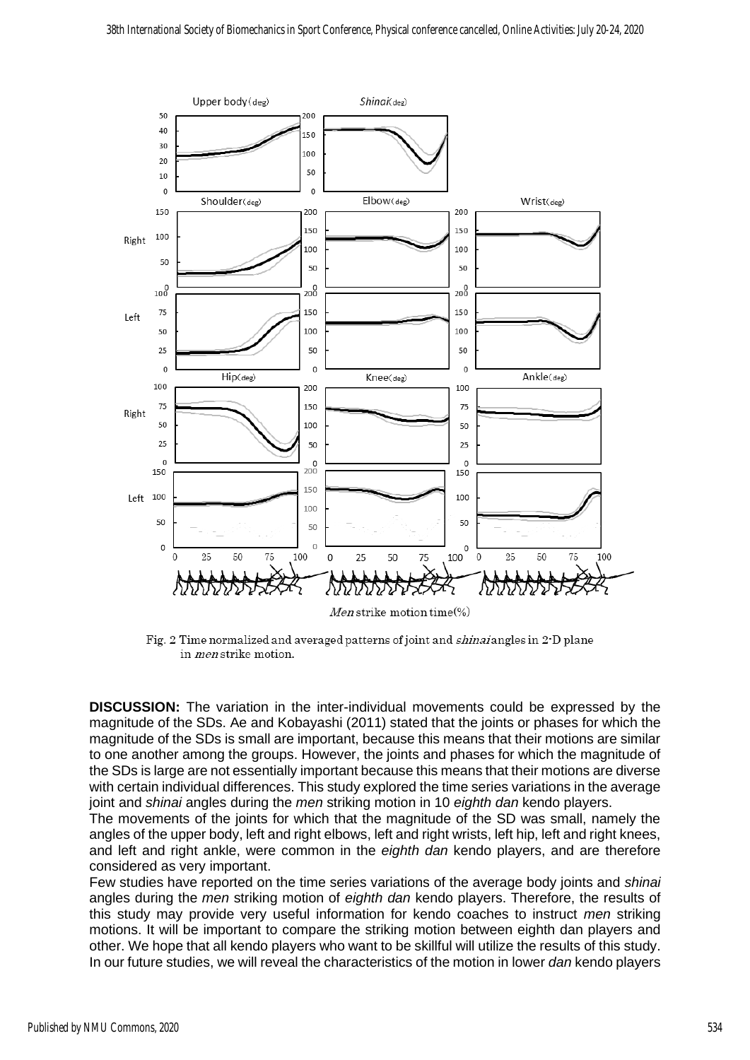Fig. 2 Time normalized and averaged patterns of joint and *shinai* angles in 2-D plane in *men* strike motion.

**DISCUSSION:** The variation in the inter-individual movements could be expressed by the magnitude of the SDs. Ae and Kobayashi (2011) stated that the joints or phases for which the magnitude of the SDs is small are important, because this means that their motions are similar to one another among the groups. However, the joints and phases for which the magnitude of the SDs is large are not essentially important because this means that their motions are diverse with certain individual differences. This study explored the time series variations in the average joint and *shinai* angles during the *men* striking motion in 10 *eighth dan* kendo players.

The movements of the joints for which that the magnitude of the SD was small, namely the angles of the upper body, left and right elbows, left and right wrists, left hip, left and right knees, and left and right ankle, were common in the *eighth dan* kendo players, and are therefore considered as very important.

Few studies have reported on the time series variations of the average body joints and *shinai* angles during the *men* striking motion of *eighth dan* kendo players. Therefore, the results of this study may provide very useful information for kendo coaches to instruct *men* striking motions. It will be important to compare the striking motion between eighth dan players and other. We hope that all kendo players who want to be skillful will utilize the results of this study. In our future studies, we will reveal the characteristics of the motion in lower *dan* kendo players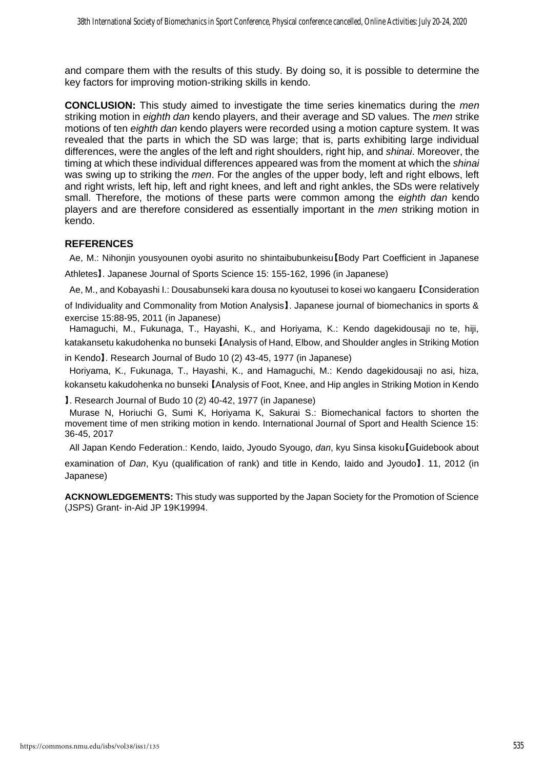and compare them with the results of this study. By doing so, it is possible to determine the key factors for improving motion-striking skills in kendo.

**CONCLUSION:** This study aimed to investigate the time series kinematics during the *men* striking motion in *eighth dan* kendo players, and their average and SD values. The *men* strike motions of ten *eighth dan* kendo players were recorded using a motion capture system. It was revealed that the parts in which the SD was large; that is, parts exhibiting large individual differences, were the angles of the left and right shoulders, right hip, and *shinai*. Moreover, the timing at which these individual differences appeared was from the moment at which the *shinai* was swing up to striking the *men*. For the angles of the upper body, left and right elbows, left and right wrists, left hip, left and right knees, and left and right ankles, the SDs were relatively small. Therefore, the motions of these parts were common among the *eighth dan* kendo players and are therefore considered as essentially important in the *men* striking motion in kendo.

## REFERENCES

Ae, M.: Nihonjin yousyounen oyobi asurito no shintaibubunkeisu【Body Part Coefficient in Japanese Athletes】. Japanese Journal of Sports Science 15: 155-162, 1996 (in Japanese)

Ae, M., and Kobayashi I.: Dousabunseki kara dousa no kyoutusei to kosei wo kangaeru【Consideration of Individuality and Commonality from Motion Analysis】. Japanese journal of biomechanics in sports & exercise 15:88-95, 2011 (in Japanese)

Hamaguchi, M., Fukunaga, T., Hayashi, K., and Horiyama, K.: Kendo dagekidousaji no te, hiji, katakansetu kakudohenka no bunseki【Analysis of Hand, Elbow, and Shoulder angles in Striking Motion in Kendo】. Research Journal of Budo 10 (2) 43-45, 1977 (in Japanese)

Horiyama, K., Fukunaga, T., Hayashi, K., and Hamaguchi, M.: Kendo dagekidousaji no asi, hiza, kokansetu kakudohenka no bunseki【Analysis of Foot, Knee, and Hip angles in Striking Motion in Kendo】. Research Journal of Budo 10 (2) 40-42, 1977 (in Japanese)

Murase N, Horiuchi G, Sumi K, Horiyama K, Sakurai S.: Biomechanical factors to shorten the movement time of men striking motion in kendo. International Journal of Sport and Health Science 15: 36-45, 2017

All Japan Kendo Federation.: Kendo, Iaido, Jyoudo Syougo, *dan*, kyu Sinsa kisoku【Guidebook about examination of *Dan*, Kyu (qualification of rank) and title in Kendo, Iaido and Jyoudo】. 11, 2012 (in Japanese)

**ACKNOWLEDGEMENTS:** This study was supported by the Japan Society for the Promotion of Science (JSPS) Grant- in-Aid JP 19K19994.